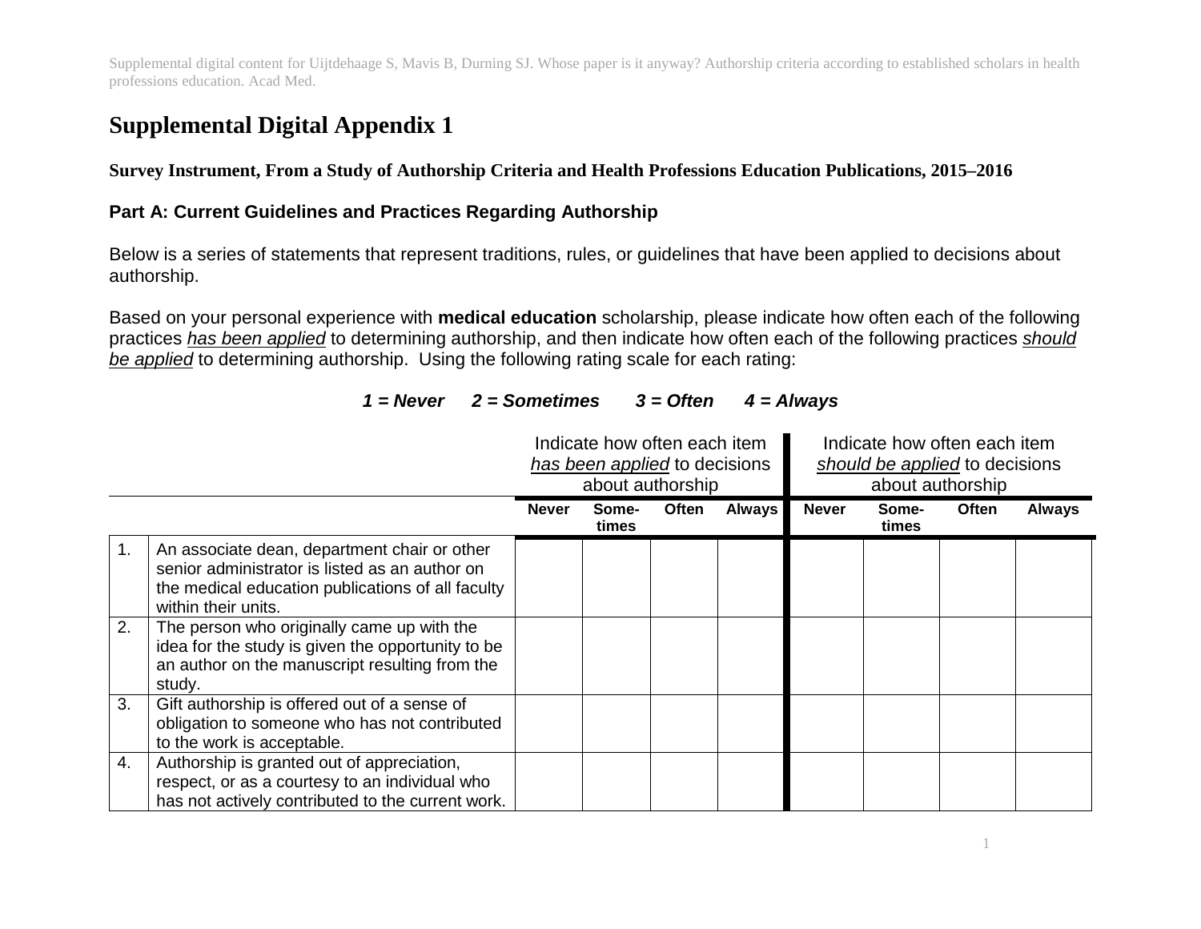Supplemental digital content for Uijtdehaage S, Mavis B, Durning SJ. Whose paper is it anyway? Authorship criteria according to established scholars in health professions education. Acad Med.

# Supplemental Digital Appendix 1

### Survey Instrument, From a Study of Authorship Criteria and Health Professions Education Publications, 2015–2016

### Part A: Current Guidelines and Practices Regarding Authorship

Below is a series of statements that represent traditions, rules, or guidelines that have been applied to decisions about authorship.

Based on your personal experience with **medical education** scholarship, please indicate how often each of the following practices *has been applied* to determining authorship, and then indicate how often each of the following practices *should be applied* to determining authorship. Using the following rating scale for each rating:

***1 = Never 2 = Sometimes 3 = Often 4 = Always***

| | | Indicate how often each item *has been applied* to decisions about authorship | | | | Indicate how often each item *should be applied* to decisions about authorship | | | |
|---|---|---|---|---|---|---|---|---|---|
| | | **Never** | **Sometimes** | **Often** | **Always** | **Never** | **Sometimes** | **Often** | **Always** |
| 1. | An associate dean, department chair or other senior administrator is listed as an author on the medical education publications of all faculty within their units. | | | | | | | | |
| 2. | The person who originally came up with the idea for the study is given the opportunity to be an author on the manuscript resulting from the study. | | | | | | | | |
| 3. | Gift authorship is offered out of a sense of obligation to someone who has not contributed to the work is acceptable. | | | | | | | | |
| 4. | Authorship is granted out of appreciation, respect, or as a courtesy to an individual who has not actively contributed to the current work. | | | | | | | | |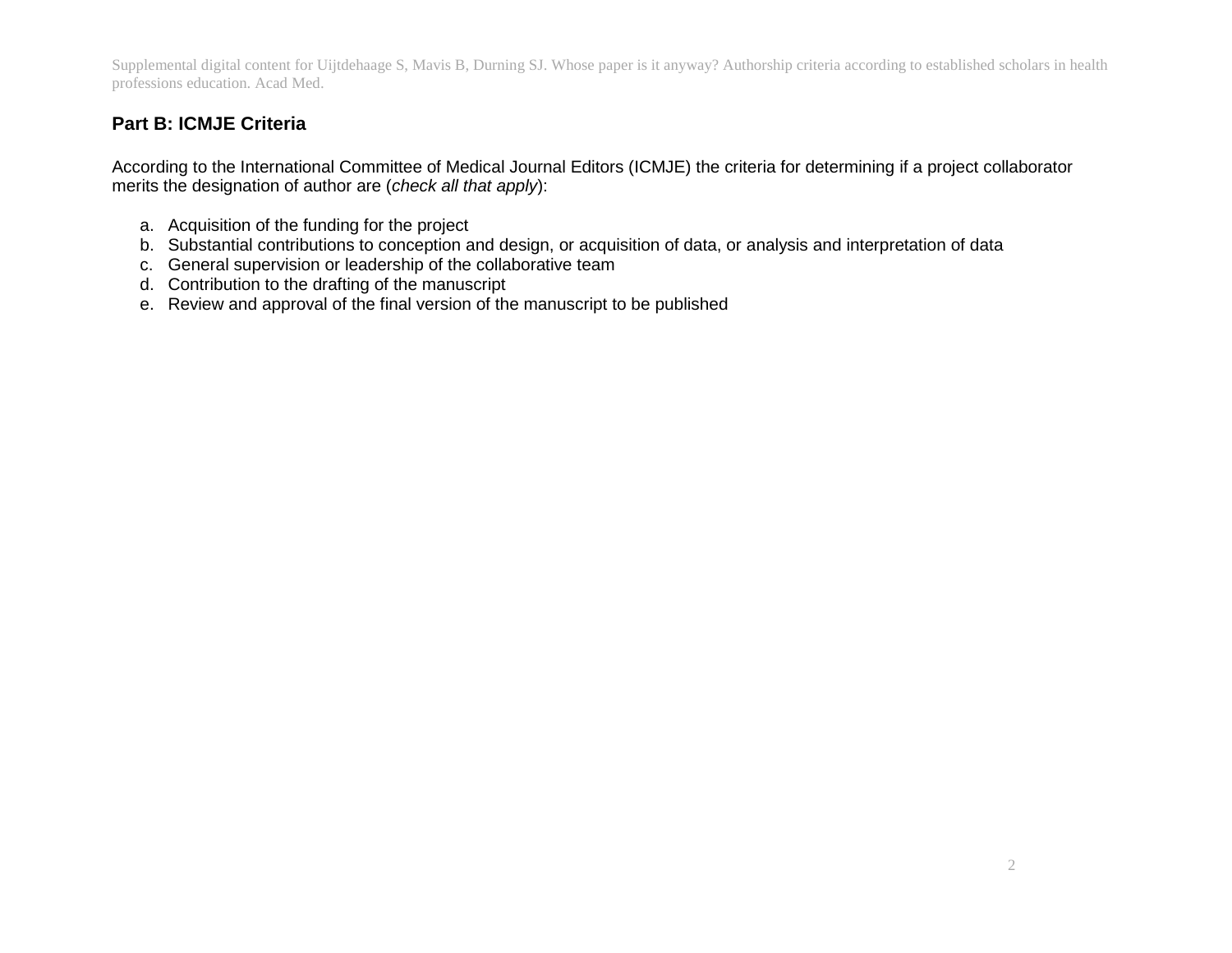## Part B: ICMJE Criteria

According to the International Committee of Medical Journal Editors (ICMJE) the criteria for determining if a project collaborator merits the designation of author are (*check all that apply*):

a. Acquisition of the funding for the project
b. Substantial contributions to conception and design, or acquisition of data, or analysis and interpretation of data
c. General supervision or leadership of the collaborative team
d. Contribution to the drafting of the manuscript
e. Review and approval of the final version of the manuscript to be published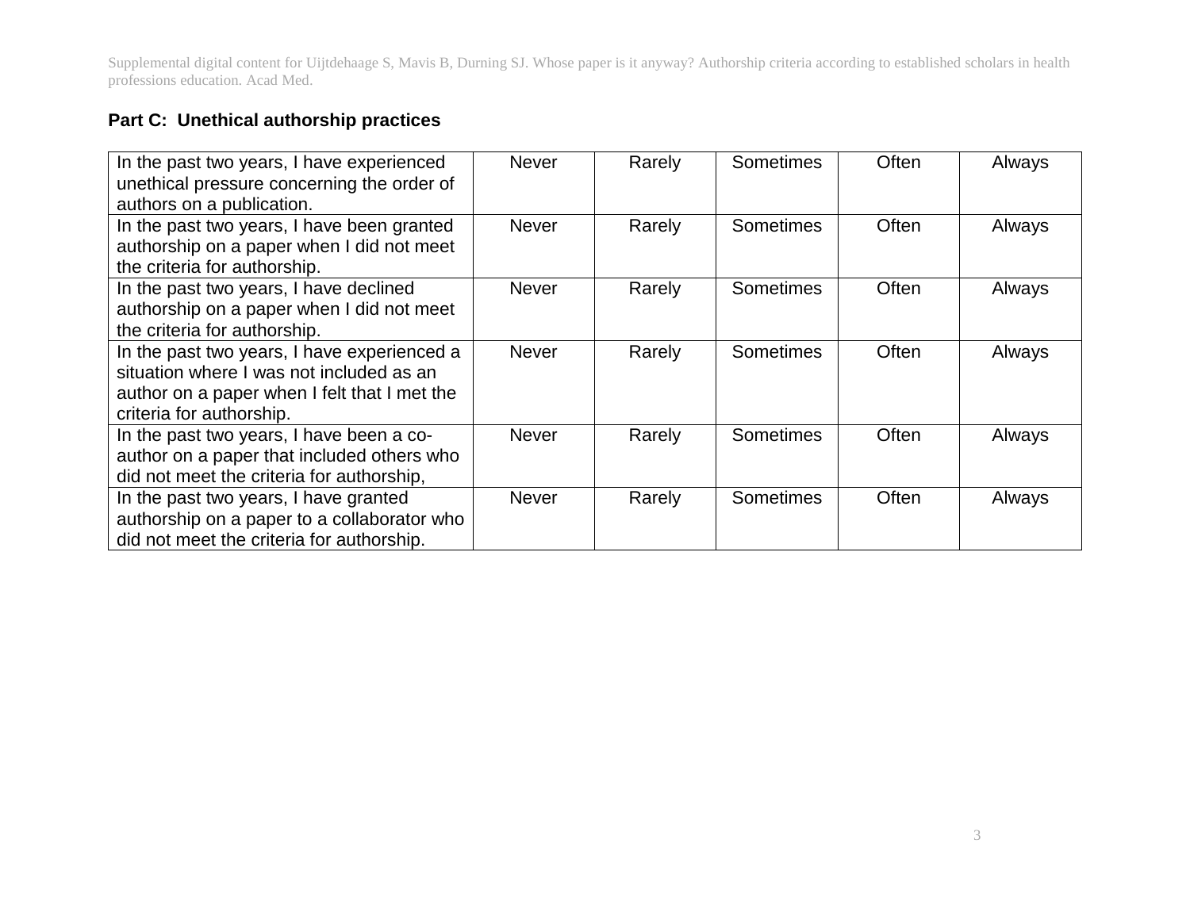## Part C: Unethical authorship practices

| | | | | | |
|---|---|---|---|---|---|
| In the past two years, I have experienced unethical pressure concerning the order of authors on a publication. | Never | Rarely | Sometimes | Often | Always |
| In the past two years, I have been granted authorship on a paper when I did not meet the criteria for authorship. | Never | Rarely | Sometimes | Often | Always |
| In the past two years, I have declined authorship on a paper when I did not meet the criteria for authorship. | Never | Rarely | Sometimes | Often | Always |
| In the past two years, I have experienced a situation where I was not included as an author on a paper when I felt that I met the criteria for authorship. | Never | Rarely | Sometimes | Often | Always |
| In the past two years, I have been a co-author on a paper that included others who did not meet the criteria for authorship, | Never | Rarely | Sometimes | Often | Always |
| In the past two years, I have granted authorship on a paper to a collaborator who did not meet the criteria for authorship. | Never | Rarely | Sometimes | Often | Always |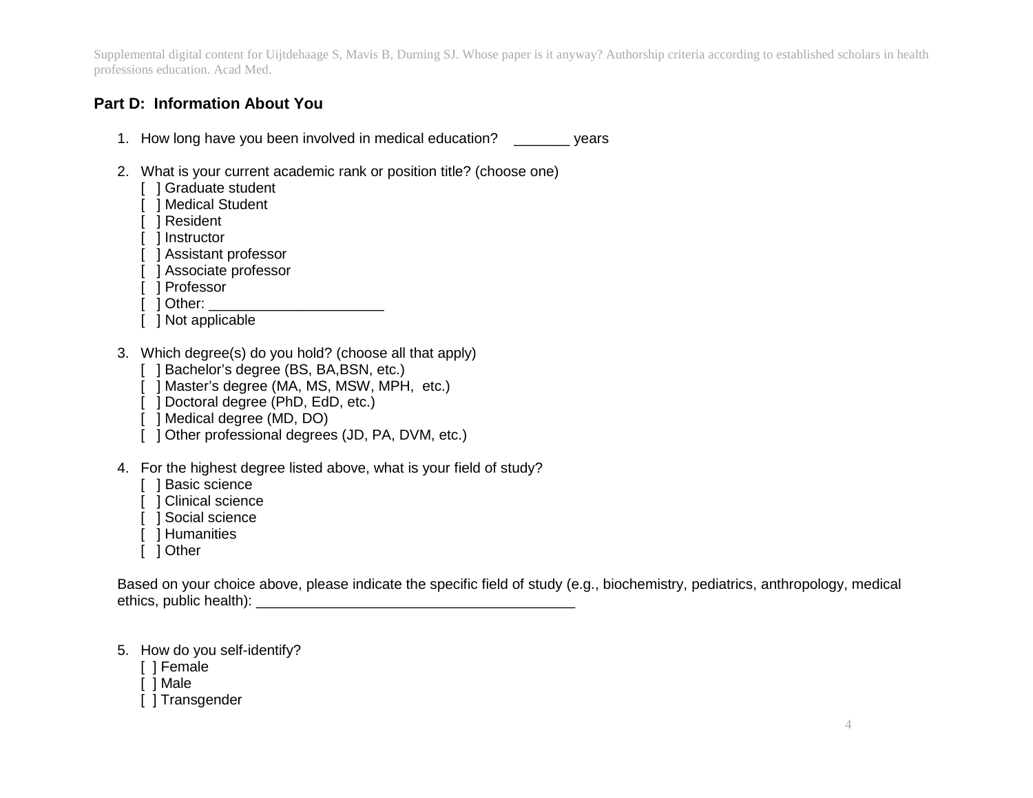## Part D: Information About You

1. How long have you been involved in medical education? _______ years

2. What is your current academic rank or position title? (choose one)
   [ ] Graduate student
   [ ] Medical Student
   [ ] Resident
   [ ] Instructor
   [ ] Assistant professor
   [ ] Associate professor
   [ ] Professor
   [ ] Other: _____________________
   [ ] Not applicable

3. Which degree(s) do you hold? (choose all that apply)
   [ ] Bachelor's degree (BS, BA,BSN, etc.)
   [ ] Master's degree (MA, MS, MSW, MPH, etc.)
   [ ] Doctoral degree (PhD, EdD, etc.)
   [ ] Medical degree (MD, DO)
   [ ] Other professional degrees (JD, PA, DVM, etc.)

4. For the highest degree listed above, what is your field of study?
   [ ] Basic science
   [ ] Clinical science
   [ ] Social science
   [ ] Humanities
   [ ] Other

   Based on your choice above, please indicate the specific field of study (e.g., biochemistry, pediatrics, anthropology, medical ethics, public health): ________________________________________

5. How do you self-identify?
   [ ] Female
   [ ] Male
   [ ] Transgender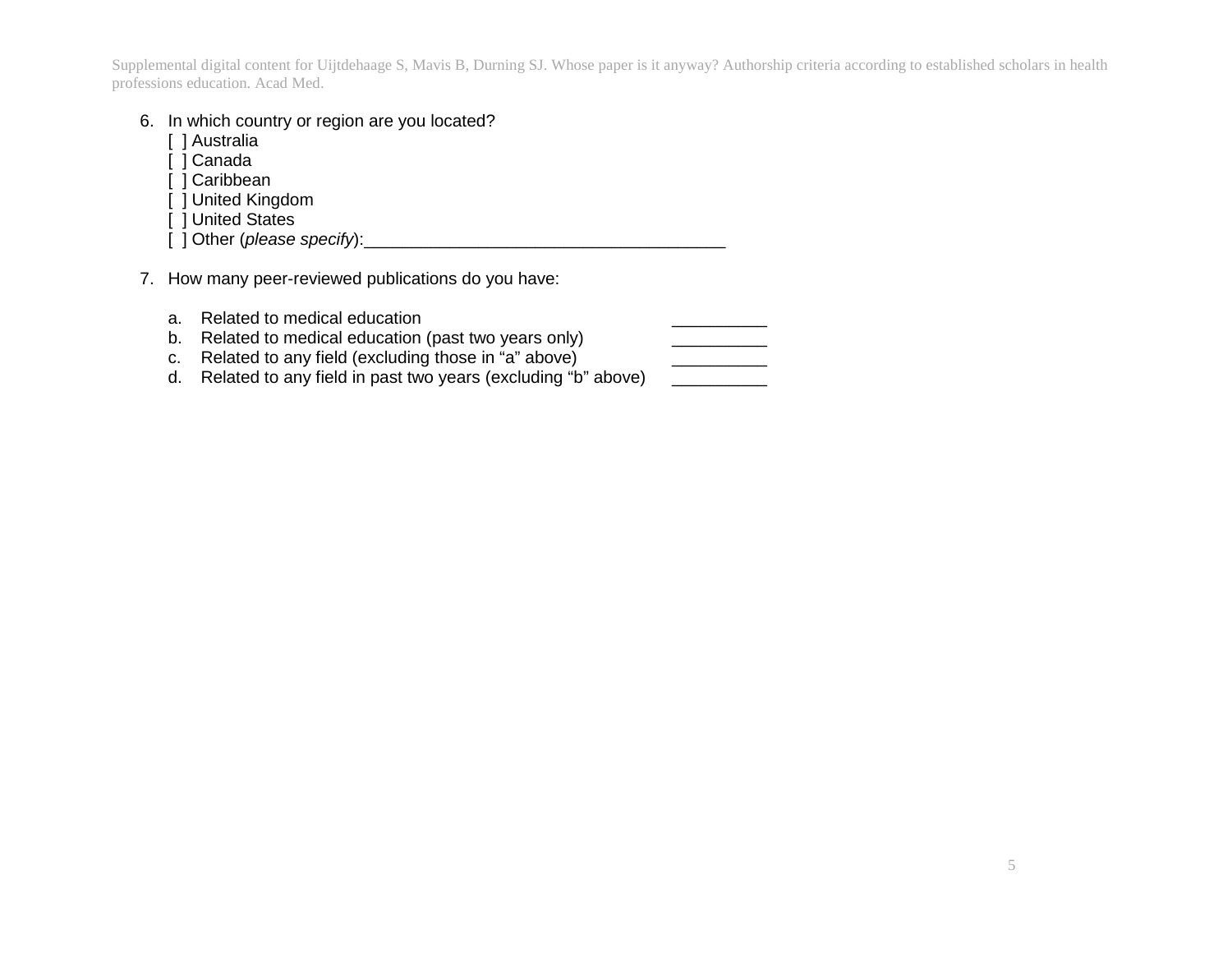6. In which country or region are you located?
   [ ] Australia
   [ ] Canada
   [ ] Caribbean
   [ ] United Kingdom
   [ ] United States
   [ ] Other (*please specify*):_____________________________________

7. How many peer-reviewed publications do you have:

   a. Related to medical education __________
   b. Related to medical education (past two years only) __________
   c. Related to any field (excluding those in “a” above) __________
   d. Related to any field in past two years (excluding “b” above) __________